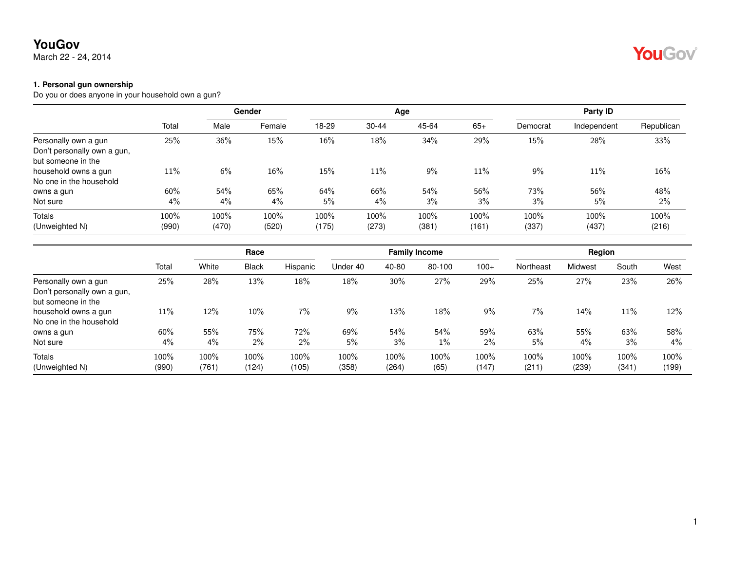**YouGov**
March 22 - 24, 2014

### 1. Personal gun ownership

Do you or does anyone in your household own a gun?

| | | Gender | | Age | | | | Party ID | | |
|---|---|---|---|---|---|---|---|---|---|---|
| | Total | Male | Female | 18-29 | 30-44 | 45-64 | 65+ | Democrat | Independent | Republican |
| Personally own a gun | 25% | 36% | 15% | 16% | 18% | 34% | 29% | 15% | 28% | 33% |
| Don't personally own a gun, but someone in the household owns a gun | 11% | 6% | 16% | 15% | 11% | 9% | 11% | 9% | 11% | 16% |
| No one in the household owns a gun | 60% | 54% | 65% | 64% | 66% | 54% | 56% | 73% | 56% | 48% |
| Not sure | 4% | 4% | 4% | 5% | 4% | 3% | 3% | 3% | 5% | 2% |
| Totals | 100% | 100% | 100% | 100% | 100% | 100% | 100% | 100% | 100% | 100% |
| (Unweighted N) | (990) | (470) | (520) | (175) | (273) | (381) | (161) | (337) | (437) | (216) |

| | | Race | | | Family Income | | | | Region | | | |
|---|---|---|---|---|---|---|---|---|---|---|---|---|
| | Total | White | Black | Hispanic | Under 40 | 40-80 | 80-100 | 100+ | Northeast | Midwest | South | West |
| Personally own a gun | 25% | 28% | 13% | 18% | 18% | 30% | 27% | 29% | 25% | 27% | 23% | 26% |
| Don't personally own a gun, but someone in the household owns a gun | 11% | 12% | 10% | 7% | 9% | 13% | 18% | 9% | 7% | 14% | 11% | 12% |
| No one in the household owns a gun | 60% | 55% | 75% | 72% | 69% | 54% | 54% | 59% | 63% | 55% | 63% | 58% |
| Not sure | 4% | 4% | 2% | 2% | 5% | 3% | 1% | 2% | 5% | 4% | 3% | 4% |
| Totals | 100% | 100% | 100% | 100% | 100% | 100% | 100% | 100% | 100% | 100% | 100% | 100% |
| (Unweighted N) | (990) | (761) | (124) | (105) | (358) | (264) | (65) | (147) | (211) | (239) | (341) | (199) |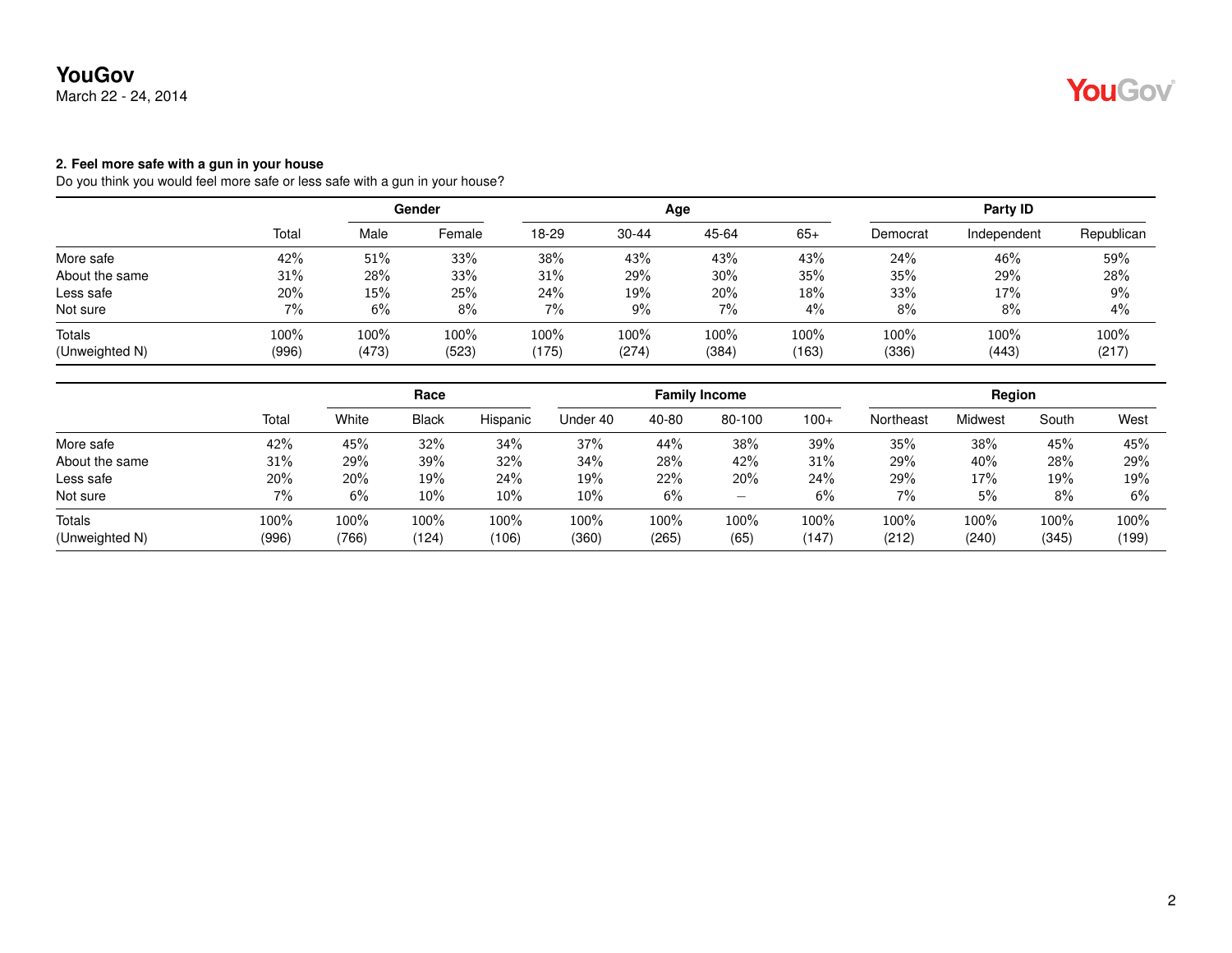**2. Feel more safe with a gun in your house**

Do you think you would feel more safe or less safe with a gun in your house?

| | Total | Gender | | Age | | | | Party ID | | |
|---|---|---|---|---|---|---|---|---|---|---|
| | | Male | Female | 18-29 | 30-44 | 45-64 | 65+ | Democrat | Independent | Republican |
| More safe | 42% | 51% | 33% | 38% | 43% | 43% | 43% | 24% | 46% | 59% |
| About the same | 31% | 28% | 33% | 31% | 29% | 30% | 35% | 35% | 29% | 28% |
| Less safe | 20% | 15% | 25% | 24% | 19% | 20% | 18% | 33% | 17% | 9% |
| Not sure | 7% | 6% | 8% | 7% | 9% | 7% | 4% | 8% | 8% | 4% |
| Totals | 100% | 100% | 100% | 100% | 100% | 100% | 100% | 100% | 100% | 100% |
| (Unweighted N) | (996) | (473) | (523) | (175) | (274) | (384) | (163) | (336) | (443) | (217) |

| | Total | Race | | | Family Income | | | | Region | | | |
|---|---|---|---|---|---|---|---|---|---|---|---|---|
| | | White | Black | Hispanic | Under 40 | 40-80 | 80-100 | 100+ | Northeast | Midwest | South | West |
| More safe | 42% | 45% | 32% | 34% | 37% | 44% | 38% | 39% | 35% | 38% | 45% | 45% |
| About the same | 31% | 29% | 39% | 32% | 34% | 28% | 42% | 31% | 29% | 40% | 28% | 29% |
| Less safe | 20% | 20% | 19% | 24% | 19% | 22% | 20% | 24% | 29% | 17% | 19% | 19% |
| Not sure | 7% | 6% | 10% | 10% | 10% | 6% | – | 6% | 7% | 5% | 8% | 6% |
| Totals | 100% | 100% | 100% | 100% | 100% | 100% | 100% | 100% | 100% | 100% | 100% | 100% |
| (Unweighted N) | (996) | (766) | (124) | (106) | (360) | (265) | (65) | (147) | (212) | (240) | (345) | (199) |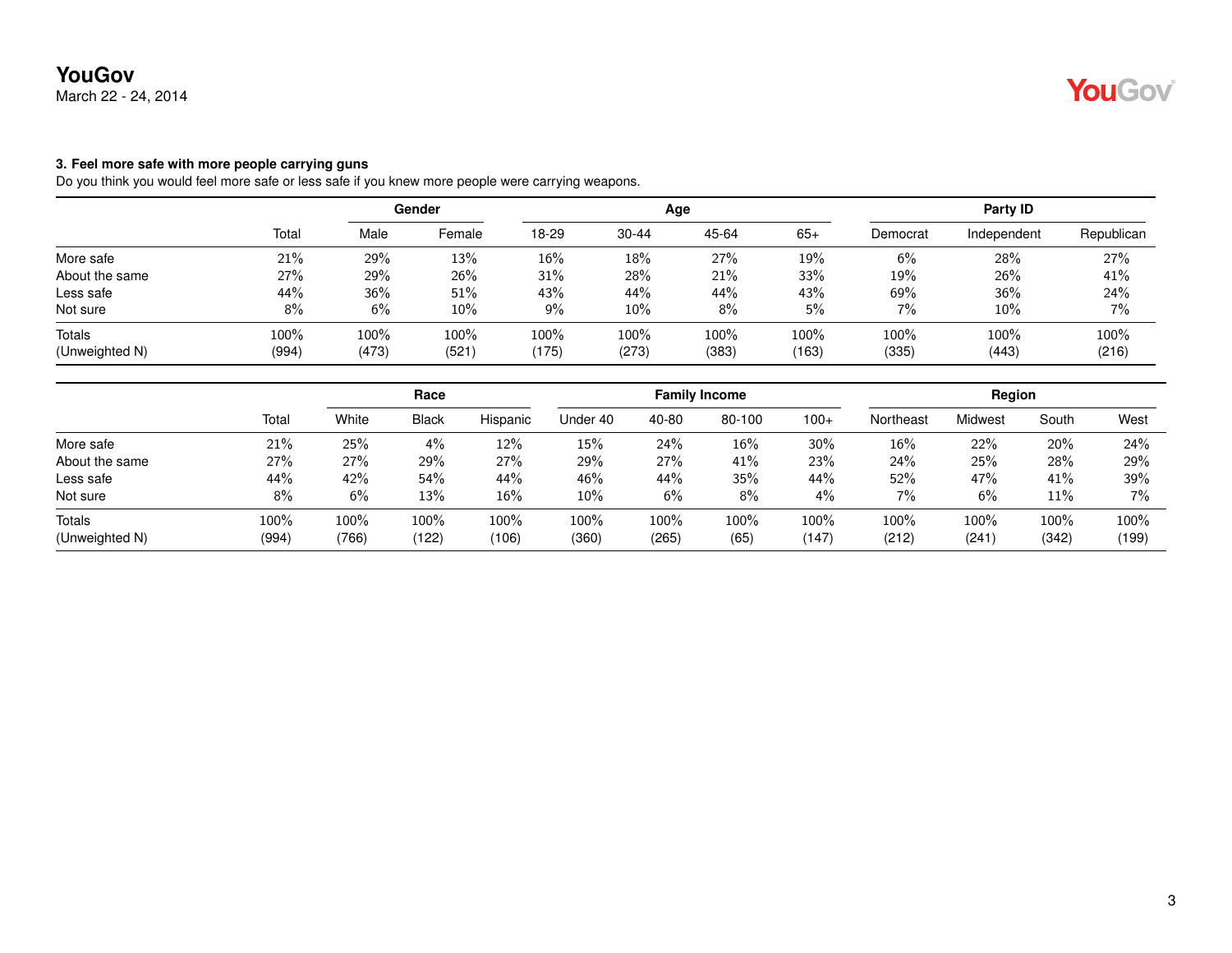**YouGov**
March 22 - 24, 2014

**3. Feel more safe with more people carrying guns**

Do you think you would feel more safe or less safe if you knew more people were carrying weapons.

| | | Gender | | Age | | | | Party ID | | |
|---|---|---|---|---|---|---|---|---|---|---|
| | Total | Male | Female | 18-29 | 30-44 | 45-64 | 65+ | Democrat | Independent | Republican |
| More safe | 21% | 29% | 13% | 16% | 18% | 27% | 19% | 6% | 28% | 27% |
| About the same | 27% | 29% | 26% | 31% | 28% | 21% | 33% | 19% | 26% | 41% |
| Less safe | 44% | 36% | 51% | 43% | 44% | 44% | 43% | 69% | 36% | 24% |
| Not sure | 8% | 6% | 10% | 9% | 10% | 8% | 5% | 7% | 10% | 7% |
| Totals | 100% | 100% | 100% | 100% | 100% | 100% | 100% | 100% | 100% | 100% |
| (Unweighted N) | (994) | (473) | (521) | (175) | (273) | (383) | (163) | (335) | (443) | (216) |

| | | Race | | | Family Income | | | | Region | | | |
|---|---|---|---|---|---|---|---|---|---|---|---|---|
| | Total | White | Black | Hispanic | Under 40 | 40-80 | 80-100 | 100+ | Northeast | Midwest | South | West |
| More safe | 21% | 25% | 4% | 12% | 15% | 24% | 16% | 30% | 16% | 22% | 20% | 24% |
| About the same | 27% | 27% | 29% | 27% | 29% | 27% | 41% | 23% | 24% | 25% | 28% | 29% |
| Less safe | 44% | 42% | 54% | 44% | 46% | 44% | 35% | 44% | 52% | 47% | 41% | 39% |
| Not sure | 8% | 6% | 13% | 16% | 10% | 6% | 8% | 4% | 7% | 6% | 11% | 7% |
| Totals | 100% | 100% | 100% | 100% | 100% | 100% | 100% | 100% | 100% | 100% | 100% | 100% |
| (Unweighted N) | (994) | (766) | (122) | (106) | (360) | (265) | (65) | (147) | (212) | (241) | (342) | (199) |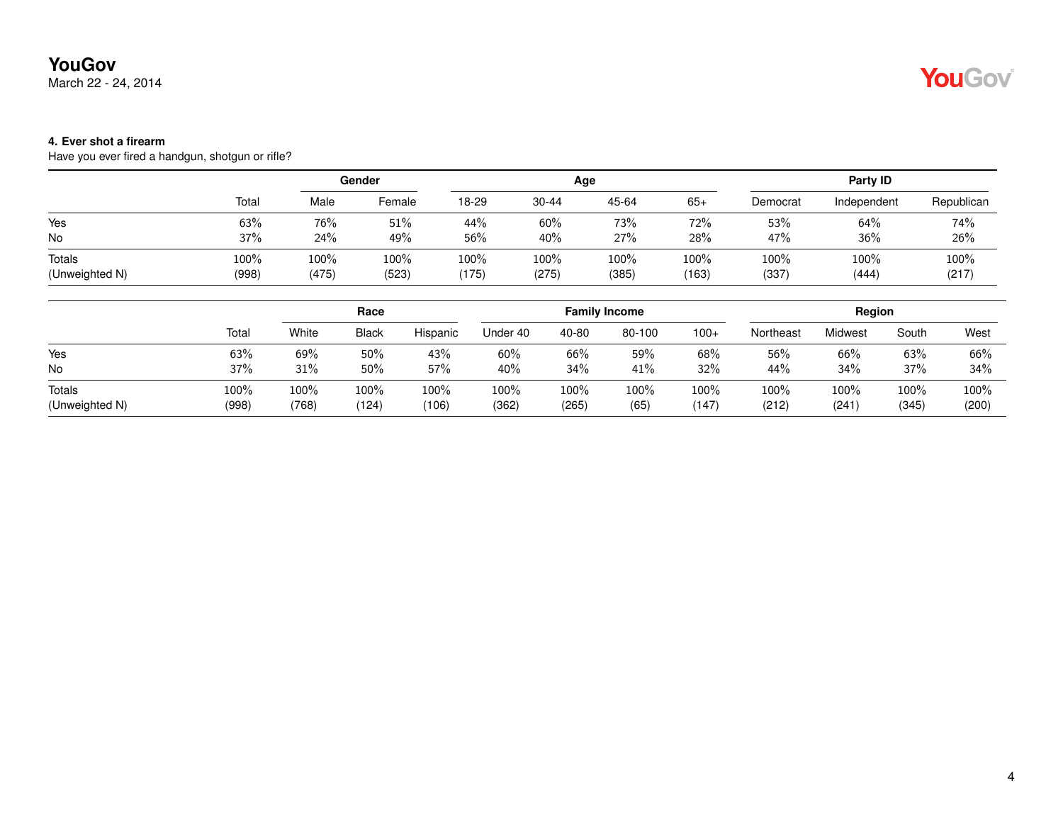**YouGov**
March 22 - 24, 2014

**4. Ever shot a firearm**
Have you ever fired a handgun, shotgun or rifle?

| | | Gender | | Age | | | | Party ID | | |
|---|---|---|---|---|---|---|---|---|---|---|
| | Total | Male | Female | 18-29 | 30-44 | 45-64 | 65+ | Democrat | Independent | Republican |
| Yes | 63% | 76% | 51% | 44% | 60% | 73% | 72% | 53% | 64% | 74% |
| No | 37% | 24% | 49% | 56% | 40% | 27% | 28% | 47% | 36% | 26% |
| Totals | 100% | 100% | 100% | 100% | 100% | 100% | 100% | 100% | 100% | 100% |
| (Unweighted N) | (998) | (475) | (523) | (175) | (275) | (385) | (163) | (337) | (444) | (217) |

| | | Race | | | Family Income | | | | Region | | | |
|---|---|---|---|---|---|---|---|---|---|---|---|---|
| | Total | White | Black | Hispanic | Under 40 | 40-80 | 80-100 | 100+ | Northeast | Midwest | South | West |
| Yes | 63% | 69% | 50% | 43% | 60% | 66% | 59% | 68% | 56% | 66% | 63% | 66% |
| No | 37% | 31% | 50% | 57% | 40% | 34% | 41% | 32% | 44% | 34% | 37% | 34% |
| Totals | 100% | 100% | 100% | 100% | 100% | 100% | 100% | 100% | 100% | 100% | 100% | 100% |
| (Unweighted N) | (998) | (768) | (124) | (106) | (362) | (265) | (65) | (147) | (212) | (241) | (345) | (200) |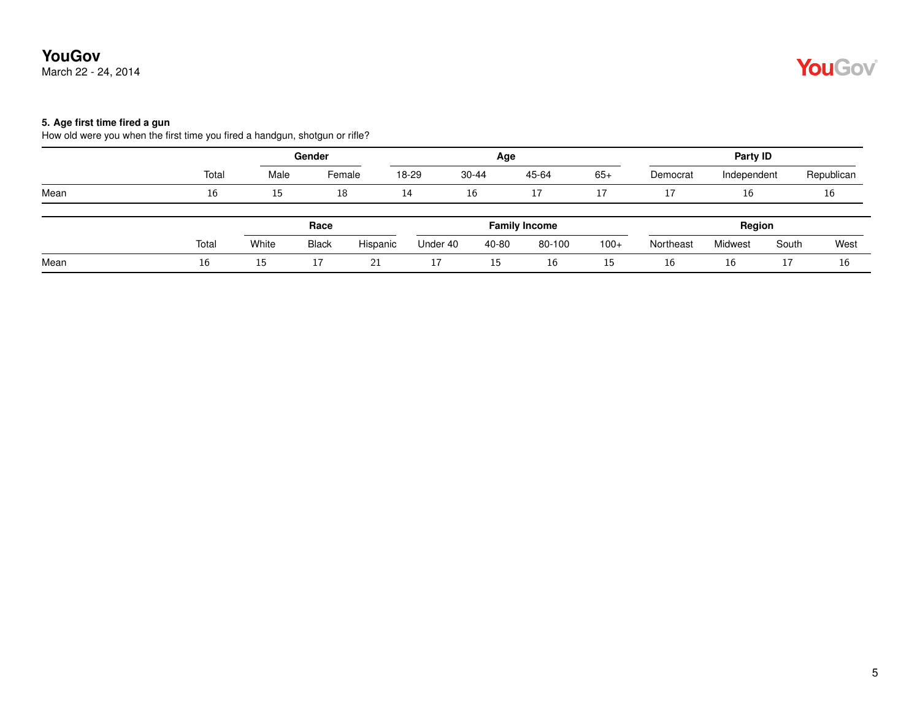**5. Age first time fired a gun**

How old were you when the first time you fired a handgun, shotgun or rifle?

| | | Gender | | Age | | | | Party ID | | |
|---|---|---|---|---|---|---|---|---|---|---|
| | Total | Male | Female | 18-29 | 30-44 | 45-64 | 65+ | Democrat | Independent | Republican |
| Mean | 16 | 15 | 18 | 14 | 16 | 17 | 17 | 17 | 16 | 16 |

| | | Race | | | Family Income | | | | Region | | | |
|---|---|---|---|---|---|---|---|---|---|---|---|---|
| | Total | White | Black | Hispanic | Under 40 | 40-80 | 80-100 | 100+ | Northeast | Midwest | South | West |
| Mean | 16 | 15 | 17 | 21 | 17 | 15 | 16 | 15 | 16 | 16 | 17 | 16 |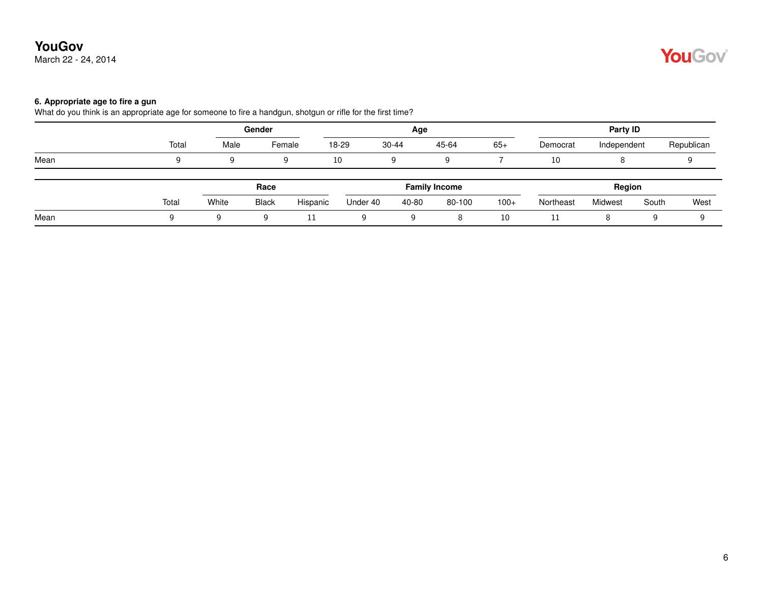**6. Appropriate age to fire a gun**

What do you think is an appropriate age for someone to fire a handgun, shotgun or rifle for the first time?

| | | Gender | | Age | | | | Party ID | | |
|---|---|---|---|---|---|---|---|---|---|---|
| | Total | Male | Female | 18-29 | 30-44 | 45-64 | 65+ | Democrat | Independent | Republican |
| Mean | 9 | 9 | 9 | 10 | 9 | 9 | 7 | 10 | 8 | 9 |

| | | Race | | | Family Income | | | | Region | | | |
|---|---|---|---|---|---|---|---|---|---|---|---|---|
| | Total | White | Black | Hispanic | Under 40 | 40-80 | 80-100 | 100+ | Northeast | Midwest | South | West |
| Mean | 9 | 9 | 9 | 11 | 9 | 9 | 8 | 10 | 11 | 8 | 9 | 9 |